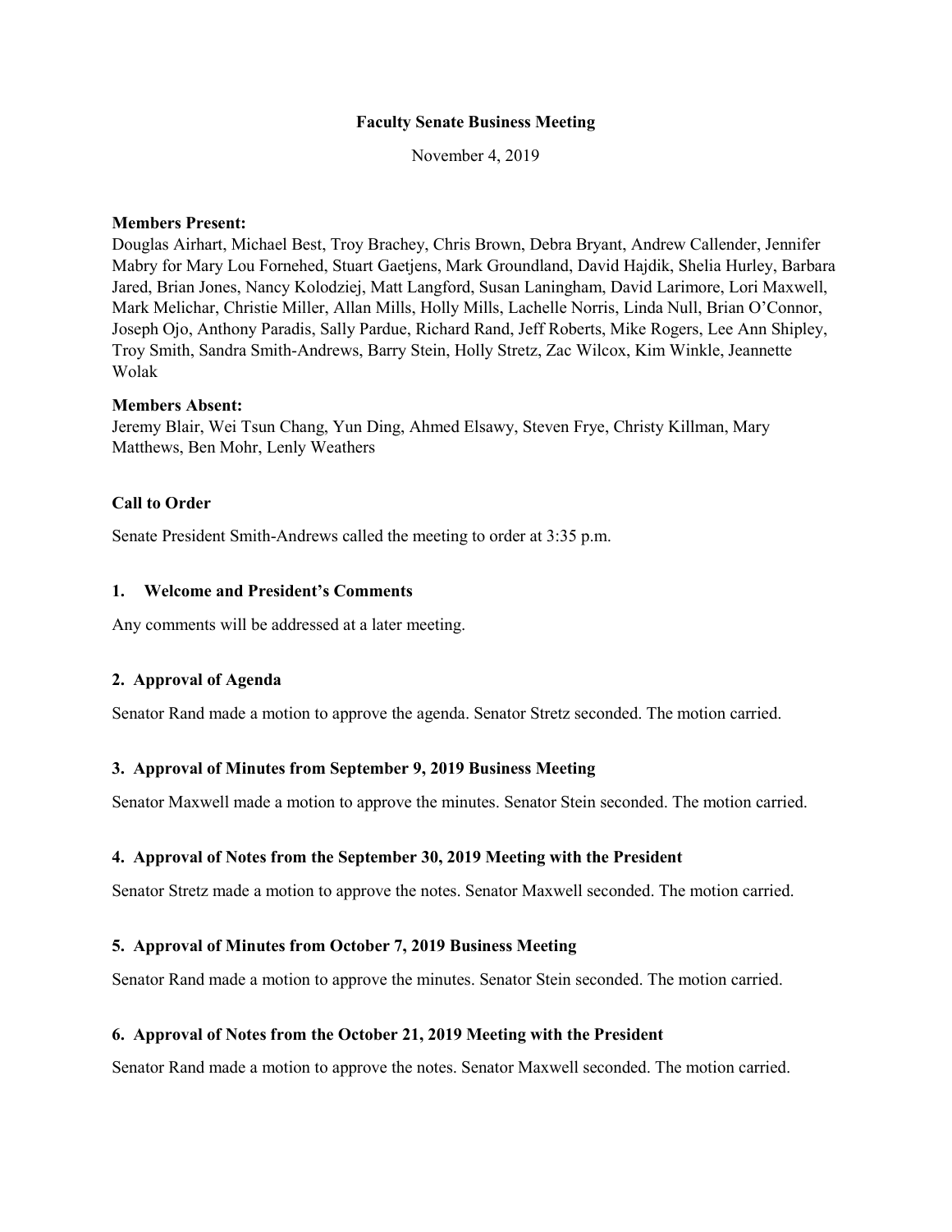# Faculty Senate Business Meeting

November 4, 2019

**Members Present:**
Douglas Airhart, Michael Best, Troy Brachey, Chris Brown, Debra Bryant, Andrew Callender, Jennifer Mabry for Mary Lou Fornehed, Stuart Gaetjens, Mark Groundland, David Hajdik, Shelia Hurley, Barbara Jared, Brian Jones, Nancy Kolodziej, Matt Langford, Susan Laningham, David Larimore, Lori Maxwell, Mark Melichar, Christie Miller, Allan Mills, Holly Mills, Lachelle Norris, Linda Null, Brian O'Connor, Joseph Ojo, Anthony Paradis, Sally Pardue, Richard Rand, Jeff Roberts, Mike Rogers, Lee Ann Shipley, Troy Smith, Sandra Smith-Andrews, Barry Stein, Holly Stretz, Zac Wilcox, Kim Winkle, Jeannette Wolak

**Members Absent:**
Jeremy Blair, Wei Tsun Chang, Yun Ding, Ahmed Elsawy, Steven Frye, Christy Killman, Mary Matthews, Ben Mohr, Lenly Weathers

### Call to Order

Senate President Smith-Andrews called the meeting to order at 3:35 p.m.

### 1. Welcome and President's Comments

Any comments will be addressed at a later meeting.

### 2. Approval of Agenda

Senator Rand made a motion to approve the agenda. Senator Stretz seconded. The motion carried.

### 3. Approval of Minutes from September 9, 2019 Business Meeting

Senator Maxwell made a motion to approve the minutes. Senator Stein seconded. The motion carried.

### 4. Approval of Notes from the September 30, 2019 Meeting with the President

Senator Stretz made a motion to approve the notes. Senator Maxwell seconded. The motion carried.

### 5. Approval of Minutes from October 7, 2019 Business Meeting

Senator Rand made a motion to approve the minutes. Senator Stein seconded. The motion carried.

### 6. Approval of Notes from the October 21, 2019 Meeting with the President

Senator Rand made a motion to approve the notes. Senator Maxwell seconded. The motion carried.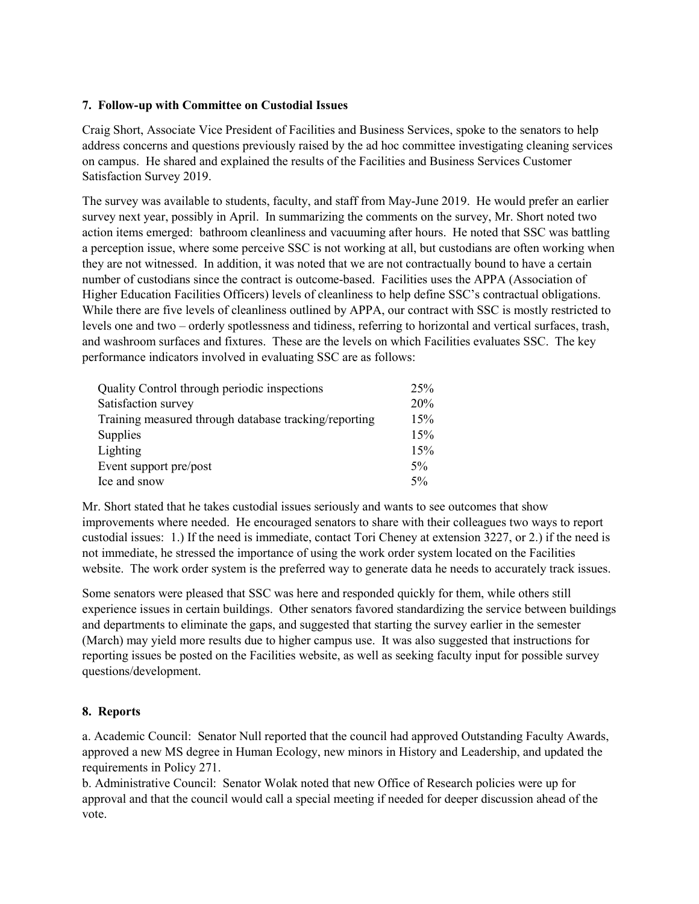**7. Follow-up with Committee on Custodial Issues**

Craig Short, Associate Vice President of Facilities and Business Services, spoke to the senators to help address concerns and questions previously raised by the ad hoc committee investigating cleaning services on campus. He shared and explained the results of the Facilities and Business Services Customer Satisfaction Survey 2019.

The survey was available to students, faculty, and staff from May-June 2019. He would prefer an earlier survey next year, possibly in April. In summarizing the comments on the survey, Mr. Short noted two action items emerged: bathroom cleanliness and vacuuming after hours. He noted that SSC was battling a perception issue, where some perceive SSC is not working at all, but custodians are often working when they are not witnessed. In addition, it was noted that we are not contractually bound to have a certain number of custodians since the contract is outcome-based. Facilities uses the APPA (Association of Higher Education Facilities Officers) levels of cleanliness to help define SSC's contractual obligations. While there are five levels of cleanliness outlined by APPA, our contract with SSC is mostly restricted to levels one and two – orderly spotlessness and tidiness, referring to horizontal and vertical surfaces, trash, and washroom surfaces and fixtures. These are the levels on which Facilities evaluates SSC. The key performance indicators involved in evaluating SSC are as follows:

| | |
|---|---|
| Quality Control through periodic inspections | 25% |
| Satisfaction survey | 20% |
| Training measured through database tracking/reporting | 15% |
| Supplies | 15% |
| Lighting | 15% |
| Event support pre/post | 5% |
| Ice and snow | 5% |

Mr. Short stated that he takes custodial issues seriously and wants to see outcomes that show improvements where needed. He encouraged senators to share with their colleagues two ways to report custodial issues: 1.) If the need is immediate, contact Tori Cheney at extension 3227, or 2.) if the need is not immediate, he stressed the importance of using the work order system located on the Facilities website. The work order system is the preferred way to generate data he needs to accurately track issues.

Some senators were pleased that SSC was here and responded quickly for them, while others still experience issues in certain buildings. Other senators favored standardizing the service between buildings and departments to eliminate the gaps, and suggested that starting the survey earlier in the semester (March) may yield more results due to higher campus use. It was also suggested that instructions for reporting issues be posted on the Facilities website, as well as seeking faculty input for possible survey questions/development.

**8. Reports**

a. Academic Council: Senator Null reported that the council had approved Outstanding Faculty Awards, approved a new MS degree in Human Ecology, new minors in History and Leadership, and updated the requirements in Policy 271.

b. Administrative Council: Senator Wolak noted that new Office of Research policies were up for approval and that the council would call a special meeting if needed for deeper discussion ahead of the vote.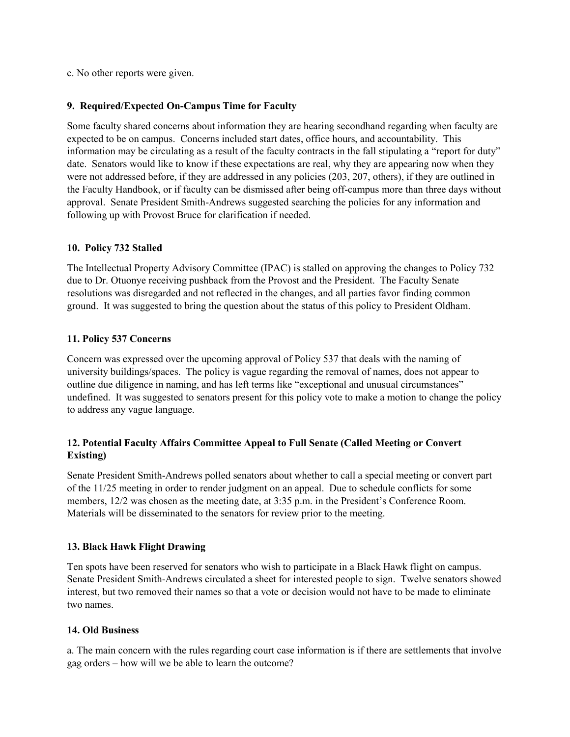c. No other reports were given.

**9. Required/Expected On-Campus Time for Faculty**

Some faculty shared concerns about information they are hearing secondhand regarding when faculty are expected to be on campus. Concerns included start dates, office hours, and accountability. This information may be circulating as a result of the faculty contracts in the fall stipulating a "report for duty" date. Senators would like to know if these expectations are real, why they are appearing now when they were not addressed before, if they are addressed in any policies (203, 207, others), if they are outlined in the Faculty Handbook, or if faculty can be dismissed after being off-campus more than three days without approval. Senate President Smith-Andrews suggested searching the policies for any information and following up with Provost Bruce for clarification if needed.

**10. Policy 732 Stalled**

The Intellectual Property Advisory Committee (IPAC) is stalled on approving the changes to Policy 732 due to Dr. Otuonye receiving pushback from the Provost and the President. The Faculty Senate resolutions was disregarded and not reflected in the changes, and all parties favor finding common ground. It was suggested to bring the question about the status of this policy to President Oldham.

**11. Policy 537 Concerns**

Concern was expressed over the upcoming approval of Policy 537 that deals with the naming of university buildings/spaces. The policy is vague regarding the removal of names, does not appear to outline due diligence in naming, and has left terms like "exceptional and unusual circumstances" undefined. It was suggested to senators present for this policy vote to make a motion to change the policy to address any vague language.

**12. Potential Faculty Affairs Committee Appeal to Full Senate (Called Meeting or Convert Existing)**

Senate President Smith-Andrews polled senators about whether to call a special meeting or convert part of the 11/25 meeting in order to render judgment on an appeal. Due to schedule conflicts for some members, 12/2 was chosen as the meeting date, at 3:35 p.m. in the President's Conference Room. Materials will be disseminated to the senators for review prior to the meeting.

**13. Black Hawk Flight Drawing**

Ten spots have been reserved for senators who wish to participate in a Black Hawk flight on campus. Senate President Smith-Andrews circulated a sheet for interested people to sign. Twelve senators showed interest, but two removed their names so that a vote or decision would not have to be made to eliminate two names.

**14. Old Business**

a. The main concern with the rules regarding court case information is if there are settlements that involve gag orders – how will we be able to learn the outcome?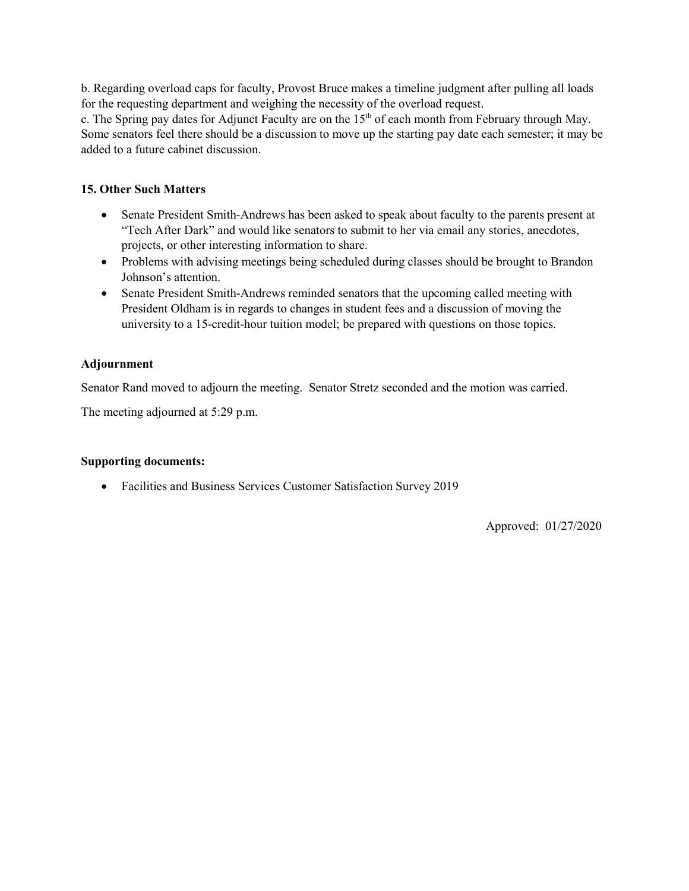b. Regarding overload caps for faculty, Provost Bruce makes a timeline judgment after pulling all loads for the requesting department and weighing the necessity of the overload request.
c. The Spring pay dates for Adjunct Faculty are on the 15th of each month from February through May. Some senators feel there should be a discussion to move up the starting pay date each semester; it may be added to a future cabinet discussion.

**15. Other Such Matters**

- Senate President Smith-Andrews has been asked to speak about faculty to the parents present at "Tech After Dark" and would like senators to submit to her via email any stories, anecdotes, projects, or other interesting information to share.
- Problems with advising meetings being scheduled during classes should be brought to Brandon Johnson's attention.
- Senate President Smith-Andrews reminded senators that the upcoming called meeting with President Oldham is in regards to changes in student fees and a discussion of moving the university to a 15-credit-hour tuition model; be prepared with questions on those topics.

**Adjournment**

Senator Rand moved to adjourn the meeting. Senator Stretz seconded and the motion was carried.

The meeting adjourned at 5:29 p.m.

**Supporting documents:**

- Facilities and Business Services Customer Satisfaction Survey 2019

Approved: 01/27/2020